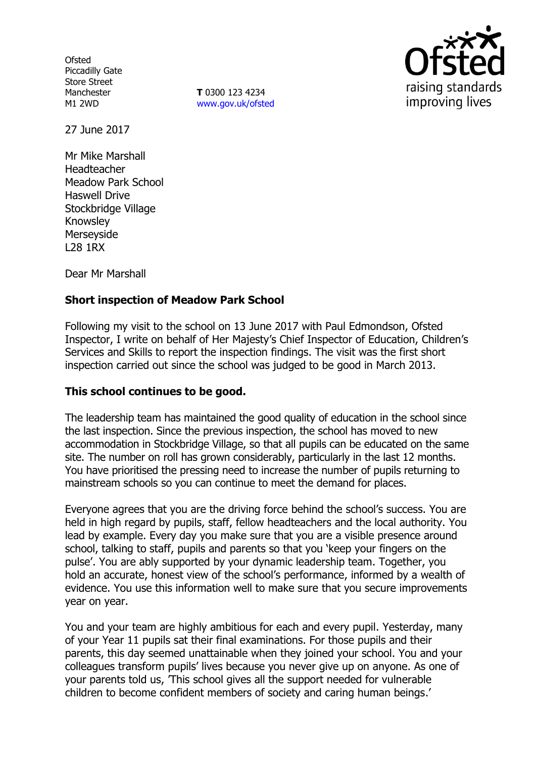Ofsted
Piccadilly Gate
Store Street
Manchester
M1 2WD

**T** 0300 123 4234
www.gov.uk/ofsted

27 June 2017

Mr Mike Marshall
Headteacher
Meadow Park School
Haswell Drive
Stockbridge Village
Knowsley
Merseyside
L28 1RX

Dear Mr Marshall

**Short inspection of Meadow Park School**

Following my visit to the school on 13 June 2017 with Paul Edmondson, Ofsted Inspector, I write on behalf of Her Majesty's Chief Inspector of Education, Children's Services and Skills to report the inspection findings. The visit was the first short inspection carried out since the school was judged to be good in March 2013.

**This school continues to be good.**

The leadership team has maintained the good quality of education in the school since the last inspection. Since the previous inspection, the school has moved to new accommodation in Stockbridge Village, so that all pupils can be educated on the same site. The number on roll has grown considerably, particularly in the last 12 months. You have prioritised the pressing need to increase the number of pupils returning to mainstream schools so you can continue to meet the demand for places.

Everyone agrees that you are the driving force behind the school's success. You are held in high regard by pupils, staff, fellow headteachers and the local authority. You lead by example. Every day you make sure that you are a visible presence around school, talking to staff, pupils and parents so that you 'keep your fingers on the pulse'. You are ably supported by your dynamic leadership team. Together, you hold an accurate, honest view of the school's performance, informed by a wealth of evidence. You use this information well to make sure that you secure improvements year on year.

You and your team are highly ambitious for each and every pupil. Yesterday, many of your Year 11 pupils sat their final examinations. For those pupils and their parents, this day seemed unattainable when they joined your school. You and your colleagues transform pupils' lives because you never give up on anyone. As one of your parents told us, 'This school gives all the support needed for vulnerable children to become confident members of society and caring human beings.'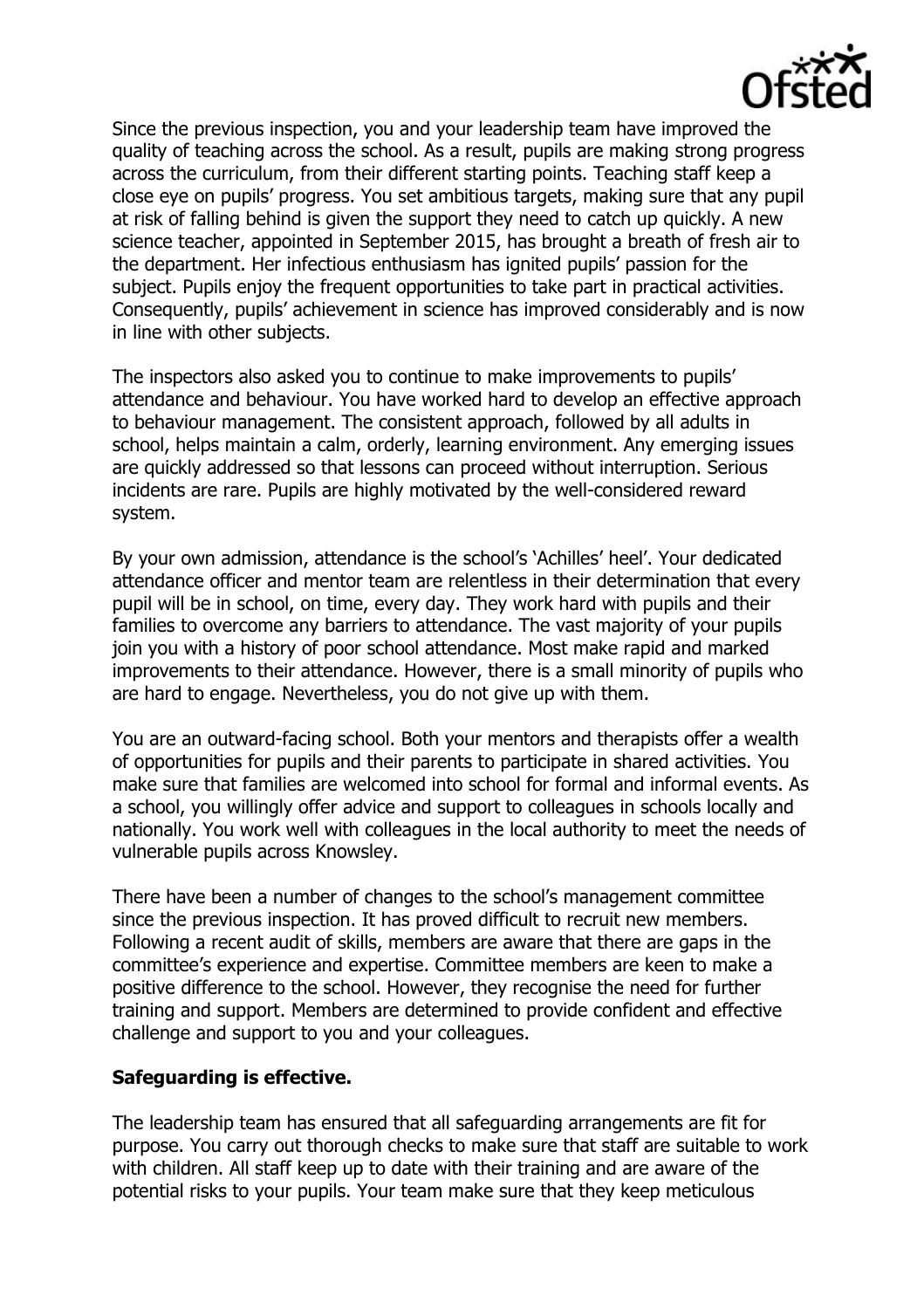Since the previous inspection, you and your leadership team have improved the quality of teaching across the school. As a result, pupils are making strong progress across the curriculum, from their different starting points. Teaching staff keep a close eye on pupils' progress. You set ambitious targets, making sure that any pupil at risk of falling behind is given the support they need to catch up quickly. A new science teacher, appointed in September 2015, has brought a breath of fresh air to the department. Her infectious enthusiasm has ignited pupils' passion for the subject. Pupils enjoy the frequent opportunities to take part in practical activities. Consequently, pupils' achievement in science has improved considerably and is now in line with other subjects.

The inspectors also asked you to continue to make improvements to pupils' attendance and behaviour. You have worked hard to develop an effective approach to behaviour management. The consistent approach, followed by all adults in school, helps maintain a calm, orderly, learning environment. Any emerging issues are quickly addressed so that lessons can proceed without interruption. Serious incidents are rare. Pupils are highly motivated by the well-considered reward system.

By your own admission, attendance is the school's 'Achilles' heel'. Your dedicated attendance officer and mentor team are relentless in their determination that every pupil will be in school, on time, every day. They work hard with pupils and their families to overcome any barriers to attendance. The vast majority of your pupils join you with a history of poor school attendance. Most make rapid and marked improvements to their attendance. However, there is a small minority of pupils who are hard to engage. Nevertheless, you do not give up with them.

You are an outward-facing school. Both your mentors and therapists offer a wealth of opportunities for pupils and their parents to participate in shared activities. You make sure that families are welcomed into school for formal and informal events. As a school, you willingly offer advice and support to colleagues in schools locally and nationally. You work well with colleagues in the local authority to meet the needs of vulnerable pupils across Knowsley.

There have been a number of changes to the school's management committee since the previous inspection. It has proved difficult to recruit new members. Following a recent audit of skills, members are aware that there are gaps in the committee's experience and expertise. Committee members are keen to make a positive difference to the school. However, they recognise the need for further training and support. Members are determined to provide confident and effective challenge and support to you and your colleagues.

**Safeguarding is effective.**

The leadership team has ensured that all safeguarding arrangements are fit for purpose. You carry out thorough checks to make sure that staff are suitable to work with children. All staff keep up to date with their training and are aware of the potential risks to your pupils. Your team make sure that they keep meticulous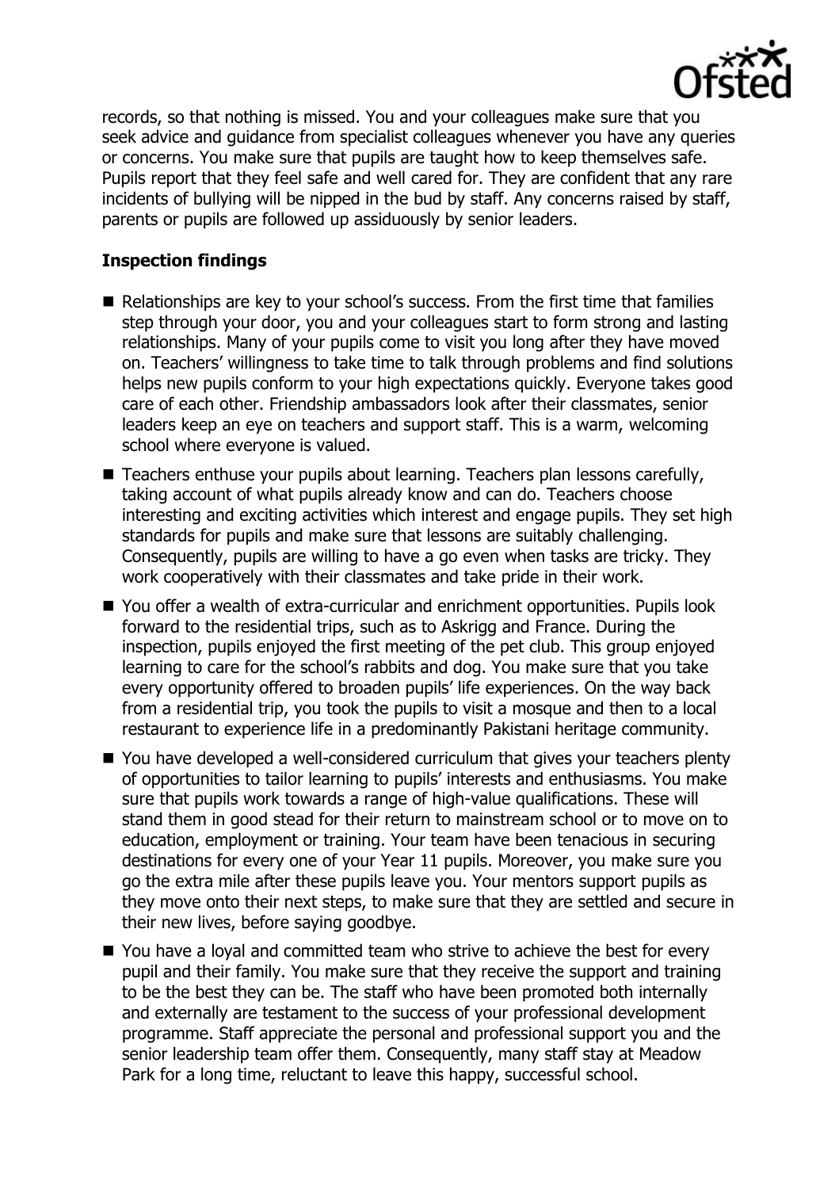records, so that nothing is missed. You and your colleagues make sure that you seek advice and guidance from specialist colleagues whenever you have any queries or concerns. You make sure that pupils are taught how to keep themselves safe. Pupils report that they feel safe and well cared for. They are confident that any rare incidents of bullying will be nipped in the bud by staff. Any concerns raised by staff, parents or pupils are followed up assiduously by senior leaders.

## Inspection findings

- Relationships are key to your school's success. From the first time that families step through your door, you and your colleagues start to form strong and lasting relationships. Many of your pupils come to visit you long after they have moved on. Teachers' willingness to take time to talk through problems and find solutions helps new pupils conform to your high expectations quickly. Everyone takes good care of each other. Friendship ambassadors look after their classmates, senior leaders keep an eye on teachers and support staff. This is a warm, welcoming school where everyone is valued.
- Teachers enthuse your pupils about learning. Teachers plan lessons carefully, taking account of what pupils already know and can do. Teachers choose interesting and exciting activities which interest and engage pupils. They set high standards for pupils and make sure that lessons are suitably challenging. Consequently, pupils are willing to have a go even when tasks are tricky. They work cooperatively with their classmates and take pride in their work.
- You offer a wealth of extra-curricular and enrichment opportunities. Pupils look forward to the residential trips, such as to Askrigg and France. During the inspection, pupils enjoyed the first meeting of the pet club. This group enjoyed learning to care for the school's rabbits and dog. You make sure that you take every opportunity offered to broaden pupils' life experiences. On the way back from a residential trip, you took the pupils to visit a mosque and then to a local restaurant to experience life in a predominantly Pakistani heritage community.
- You have developed a well-considered curriculum that gives your teachers plenty of opportunities to tailor learning to pupils' interests and enthusiasms. You make sure that pupils work towards a range of high-value qualifications. These will stand them in good stead for their return to mainstream school or to move on to education, employment or training. Your team have been tenacious in securing destinations for every one of your Year 11 pupils. Moreover, you make sure you go the extra mile after these pupils leave you. Your mentors support pupils as they move onto their next steps, to make sure that they are settled and secure in their new lives, before saying goodbye.
- You have a loyal and committed team who strive to achieve the best for every pupil and their family. You make sure that they receive the support and training to be the best they can be. The staff who have been promoted both internally and externally are testament to the success of your professional development programme. Staff appreciate the personal and professional support you and the senior leadership team offer them. Consequently, many staff stay at Meadow Park for a long time, reluctant to leave this happy, successful school.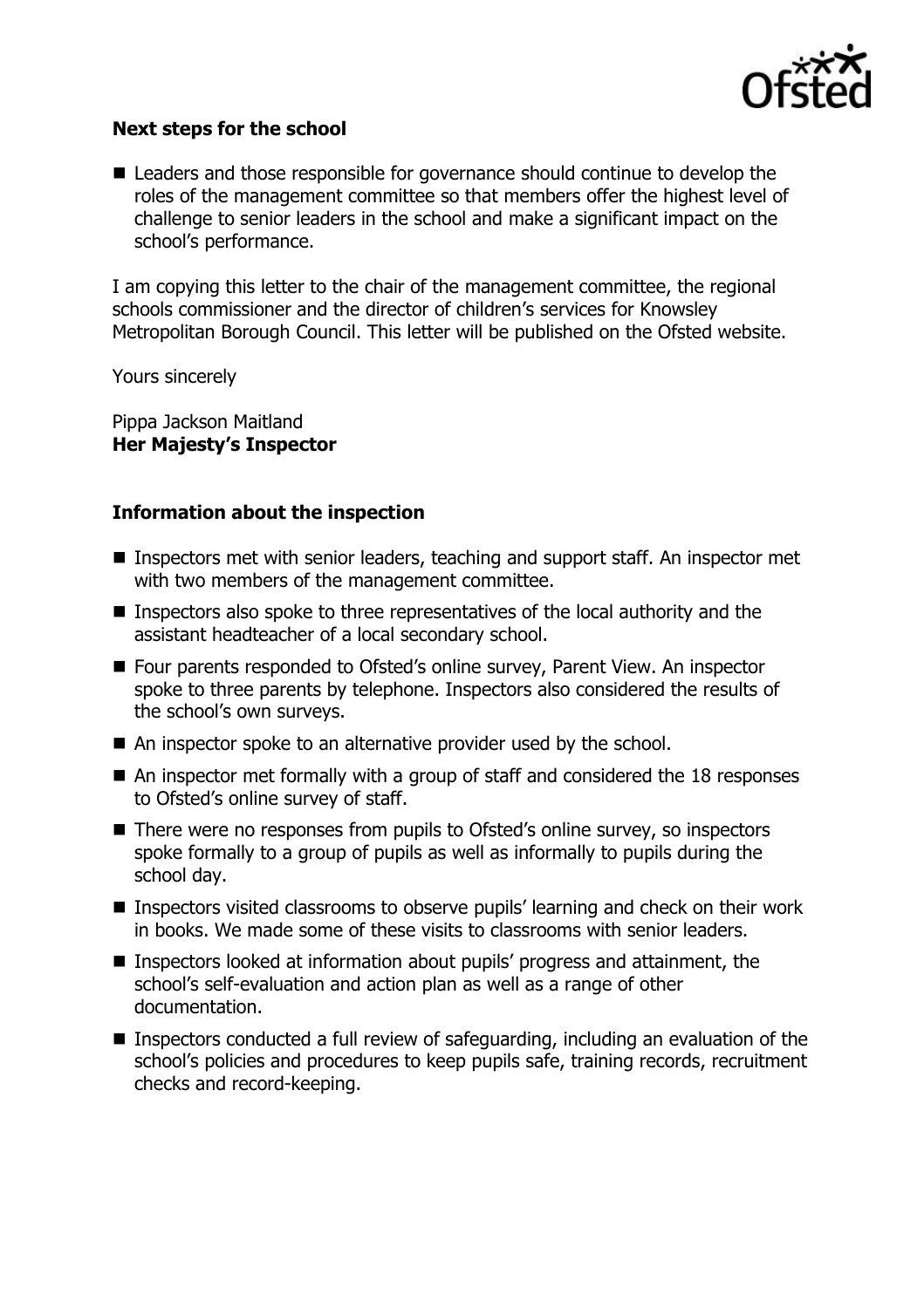### Next steps for the school

- Leaders and those responsible for governance should continue to develop the roles of the management committee so that members offer the highest level of challenge to senior leaders in the school and make a significant impact on the school's performance.

I am copying this letter to the chair of the management committee, the regional schools commissioner and the director of children's services for Knowsley Metropolitan Borough Council. This letter will be published on the Ofsted website.

Yours sincerely

Pippa Jackson Maitland
**Her Majesty's Inspector**

### Information about the inspection

- Inspectors met with senior leaders, teaching and support staff. An inspector met with two members of the management committee.
- Inspectors also spoke to three representatives of the local authority and the assistant headteacher of a local secondary school.
- Four parents responded to Ofsted's online survey, Parent View. An inspector spoke to three parents by telephone. Inspectors also considered the results of the school's own surveys.
- An inspector spoke to an alternative provider used by the school.
- An inspector met formally with a group of staff and considered the 18 responses to Ofsted's online survey of staff.
- There were no responses from pupils to Ofsted's online survey, so inspectors spoke formally to a group of pupils as well as informally to pupils during the school day.
- Inspectors visited classrooms to observe pupils' learning and check on their work in books. We made some of these visits to classrooms with senior leaders.
- Inspectors looked at information about pupils' progress and attainment, the school's self-evaluation and action plan as well as a range of other documentation.
- Inspectors conducted a full review of safeguarding, including an evaluation of the school's policies and procedures to keep pupils safe, training records, recruitment checks and record-keeping.